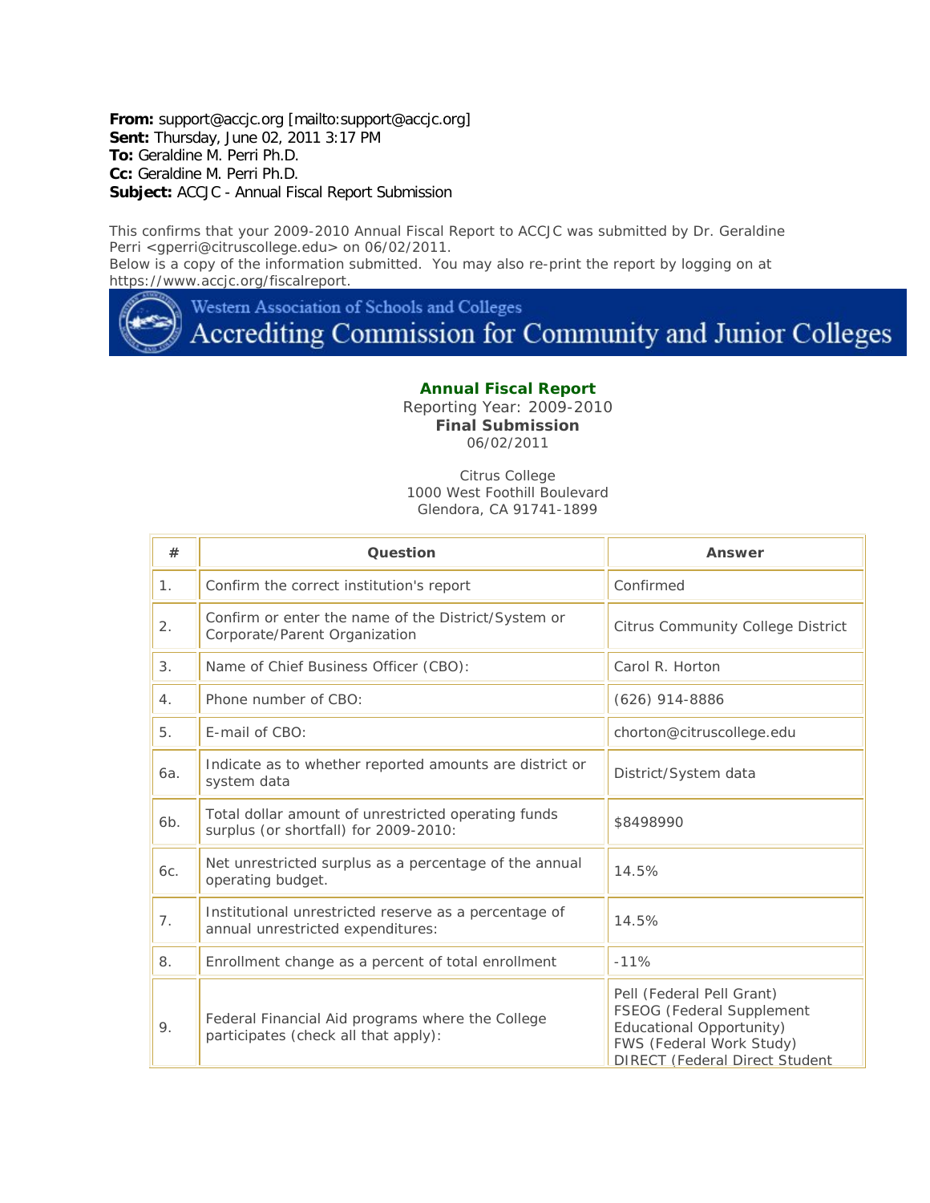**From:** support@accjc.org [mailto:support@accjc.org]
**Sent:** Thursday, June 02, 2011 3:17 PM
**To:** Geraldine M. Perri Ph.D.
**Cc:** Geraldine M. Perri Ph.D.
**Subject:** ACCJC - Annual Fiscal Report Submission

This confirms that your 2009-2010 Annual Fiscal Report to ACCJC was submitted by Dr. Geraldine Perri <gperri@citruscollege.edu> on 06/02/2011.
Below is a copy of the information submitted. You may also re-print the report by logging on at https://www.accjc.org/fiscalreport.

Western Association of Schools and Colleges
Accrediting Commission for Community and Junior Colleges

**Annual Fiscal Report**
Reporting Year: 2009-2010
**Final Submission**
06/02/2011

Citrus College
1000 West Foothill Boulevard
Glendora, CA 91741-1899

| # | Question | Answer |
|---|---|---|
| 1. | Confirm the correct institution's report | Confirmed |
| 2. | Confirm or enter the name of the District/System or Corporate/Parent Organization | Citrus Community College District |
| 3. | Name of Chief Business Officer (CBO): | Carol R. Horton |
| 4. | Phone number of CBO: | (626) 914-8886 |
| 5. | E-mail of CBO: | chorton@citruscollege.edu |
| 6a. | Indicate as to whether reported amounts are district or system data | District/System data |
| 6b. | Total dollar amount of unrestricted operating funds surplus (or shortfall) for 2009-2010: | $8498990 |
| 6c. | Net unrestricted surplus as a percentage of the annual operating budget. | 14.5% |
| 7. | Institutional unrestricted reserve as a percentage of annual unrestricted expenditures: | 14.5% |
| 8. | Enrollment change as a percent of total enrollment | -11% |
| 9. | Federal Financial Aid programs where the College participates (check all that apply): | Pell (Federal Pell Grant)<br>FSEOG (Federal Supplement Educational Opportunity)<br>FWS (Federal Work Study)<br>DIRECT (Federal Direct Student |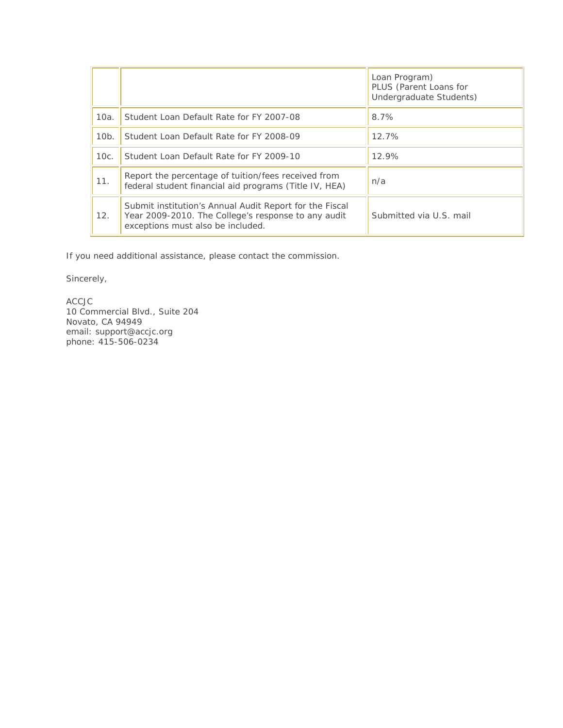| | | |
|---|---|---|
| | | Loan Program)<br>PLUS (Parent Loans for Undergraduate Students) |
| 10a. | Student Loan Default Rate for FY 2007-08 | 8.7% |
| 10b. | Student Loan Default Rate for FY 2008-09 | 12.7% |
| 10c. | Student Loan Default Rate for FY 2009-10 | 12.9% |
| 11. | Report the percentage of tuition/fees received from federal student financial aid programs (Title IV, HEA) | n/a |
| 12. | Submit institution's Annual Audit Report for the Fiscal Year 2009-2010. The College's response to any audit exceptions must also be included. | Submitted via U.S. mail |

If you need additional assistance, please contact the commission.

Sincerely,

ACCJC
10 Commercial Blvd., Suite 204
Novato, CA 94949
email: support@accjc.org
phone: 415-506-0234